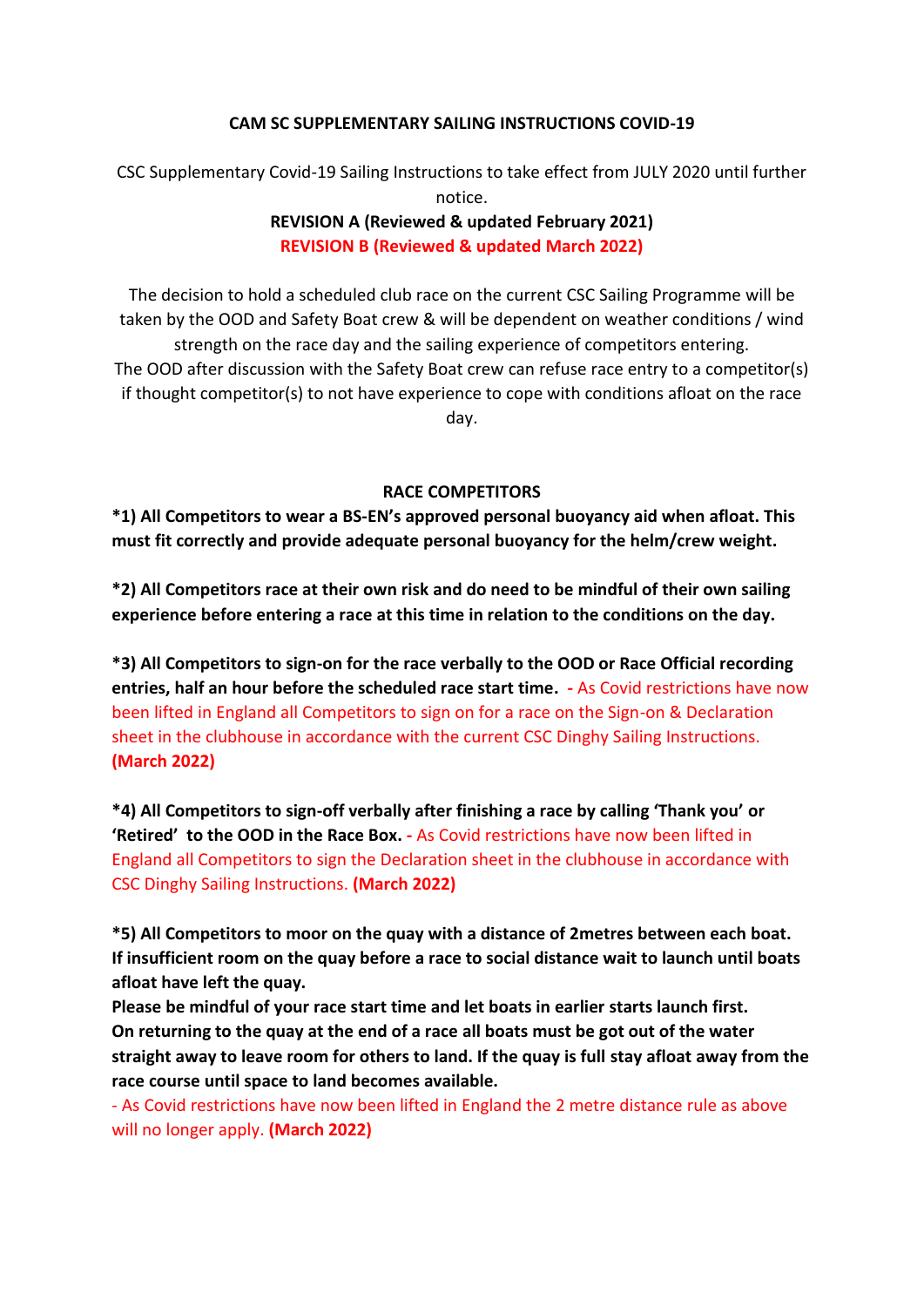**CAM SC SUPPLEMENTARY SAILING INSTRUCTIONS COVID-19**

CSC Supplementary Covid-19 Sailing Instructions to take effect from JULY 2020 until further notice.

**REVISION A (Reviewed & updated February 2021)**

**REVISION B (Reviewed & updated March 2022)**

The decision to hold a scheduled club race on the current CSC Sailing Programme will be taken by the OOD and Safety Boat crew & will be dependent on weather conditions / wind strength on the race day and the sailing experience of competitors entering. The OOD after discussion with the Safety Boat crew can refuse race entry to a competitor(s) if thought competitor(s) to not have experience to cope with conditions afloat on the race day.

**RACE COMPETITORS**

**\*1) All Competitors to wear a BS-EN's approved personal buoyancy aid when afloat. This must fit correctly and provide adequate personal buoyancy for the helm/crew weight.**

**\*2) All Competitors race at their own risk and do need to be mindful of their own sailing experience before entering a race at this time in relation to the conditions on the day.**

**\*3) All Competitors to sign-on for the race verbally to the OOD or Race Official recording entries, half an hour before the scheduled race start time. -** As Covid restrictions have now been lifted in England all Competitors to sign on for a race on the Sign-on & Declaration sheet in the clubhouse in accordance with the current CSC Dinghy Sailing Instructions. **(March 2022)**

**\*4) All Competitors to sign-off verbally after finishing a race by calling 'Thank you' or 'Retired' to the OOD in the Race Box. -** As Covid restrictions have now been lifted in England all Competitors to sign the Declaration sheet in the clubhouse in accordance with CSC Dinghy Sailing Instructions. **(March 2022)**

**\*5) All Competitors to moor on the quay with a distance of 2metres between each boat. If insufficient room on the quay before a race to social distance wait to launch until boats afloat have left the quay.**
**Please be mindful of your race start time and let boats in earlier starts launch first.**
**On returning to the quay at the end of a race all boats must be got out of the water straight away to leave room for others to land. If the quay is full stay afloat away from the race course until space to land becomes available.**

- As Covid restrictions have now been lifted in England the 2 metre distance rule as above will no longer apply. **(March 2022)**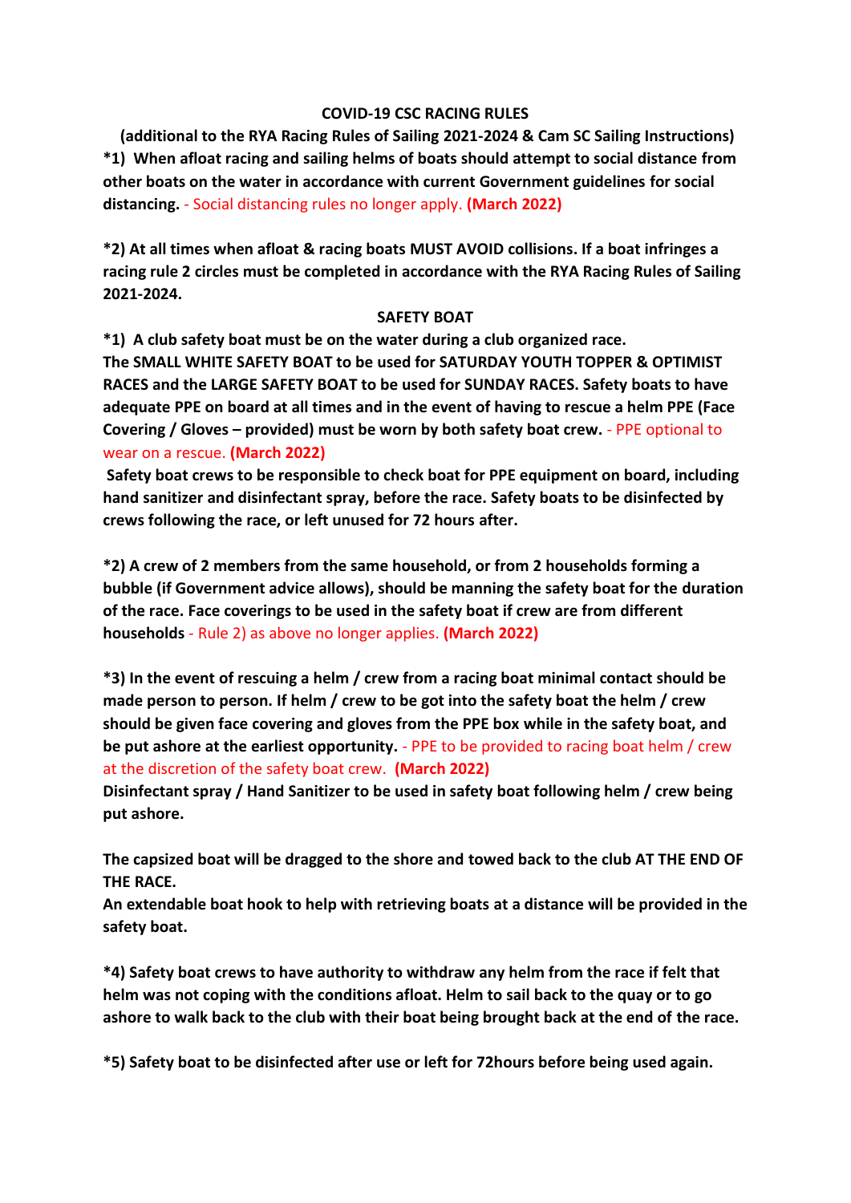## COVID-19 CSC RACING RULES

**(additional to the RYA Racing Rules of Sailing 2021-2024 & Cam SC Sailing Instructions)**

**\*1) When afloat racing and sailing helms of boats should attempt to social distance from other boats on the water in accordance with current Government guidelines for social distancing.** - Social distancing rules no longer apply. **(March 2022)**

**\*2) At all times when afloat & racing boats MUST AVOID collisions. If a boat infringes a racing rule 2 circles must be completed in accordance with the RYA Racing Rules of Sailing 2021-2024.**

## SAFETY BOAT

**\*1) A club safety boat must be on the water during a club organized race. The SMALL WHITE SAFETY BOAT to be used for SATURDAY YOUTH TOPPER & OPTIMIST RACES and the LARGE SAFETY BOAT to be used for SUNDAY RACES. Safety boats to have adequate PPE on board at all times and in the event of having to rescue a helm PPE (Face Covering / Gloves – provided) must be worn by both safety boat crew.** - PPE optional to wear on a rescue. **(March 2022)**

**Safety boat crews to be responsible to check boat for PPE equipment on board, including hand sanitizer and disinfectant spray, before the race. Safety boats to be disinfected by crews following the race, or left unused for 72 hours after.**

**\*2) A crew of 2 members from the same household, or from 2 households forming a bubble (if Government advice allows), should be manning the safety boat for the duration of the race. Face coverings to be used in the safety boat if crew are from different households** - Rule 2) as above no longer applies. **(March 2022)**

**\*3) In the event of rescuing a helm / crew from a racing boat minimal contact should be made person to person. If helm / crew to be got into the safety boat the helm / crew should be given face covering and gloves from the PPE box while in the safety boat, and be put ashore at the earliest opportunity.** - PPE to be provided to racing boat helm / crew at the discretion of the safety boat crew. **(March 2022)**

**Disinfectant spray / Hand Sanitizer to be used in safety boat following helm / crew being put ashore.**

**The capsized boat will be dragged to the shore and towed back to the club AT THE END OF THE RACE.**

**An extendable boat hook to help with retrieving boats at a distance will be provided in the safety boat.**

**\*4) Safety boat crews to have authority to withdraw any helm from the race if felt that helm was not coping with the conditions afloat. Helm to sail back to the quay or to go ashore to walk back to the club with their boat being brought back at the end of the race.**

**\*5) Safety boat to be disinfected after use or left for 72hours before being used again.**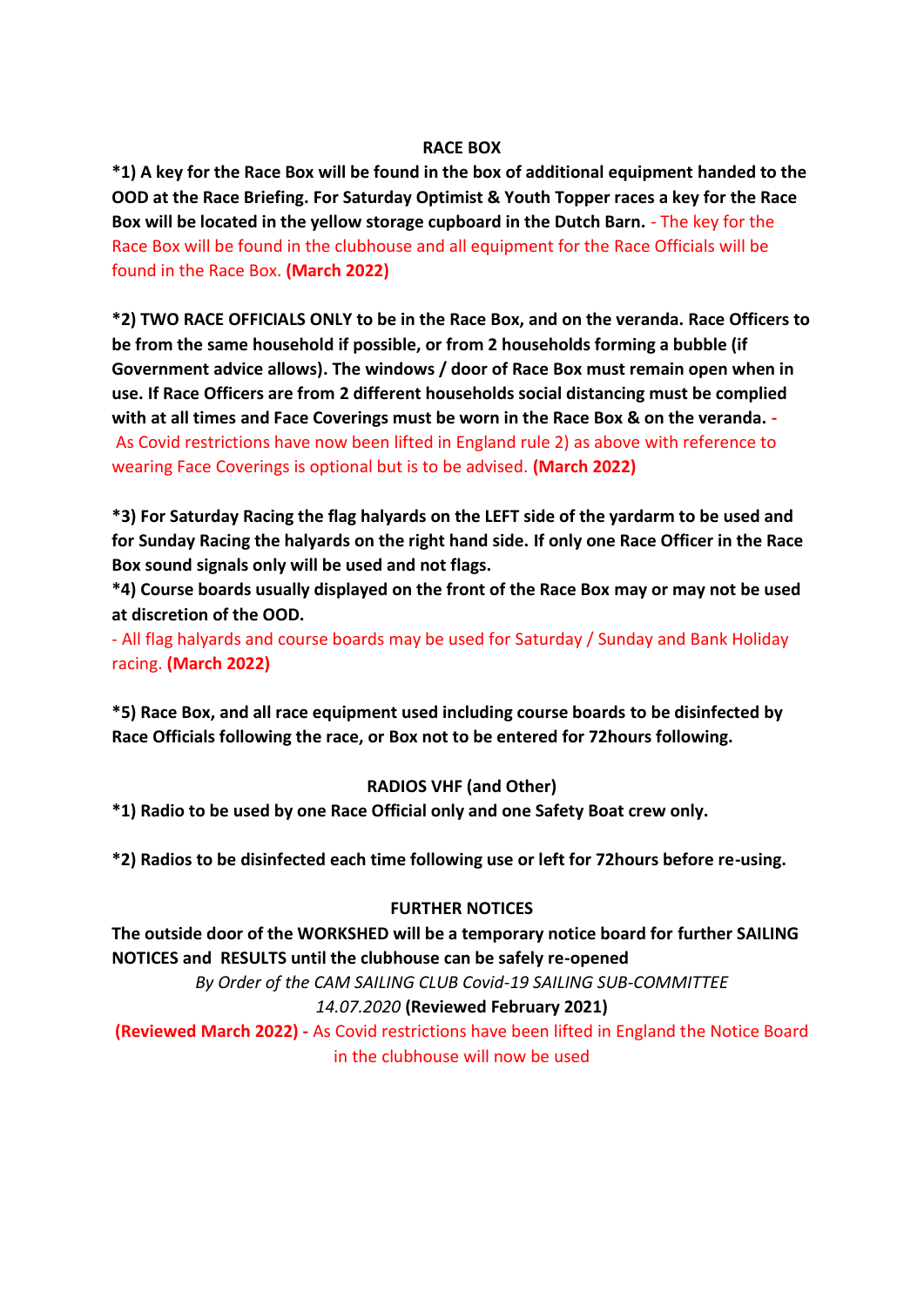## RACE BOX

**\*1) A key for the Race Box will be found in the box of additional equipment handed to the OOD at the Race Briefing. For Saturday Optimist & Youth Topper races a key for the Race Box will be located in the yellow storage cupboard in the Dutch Barn.** - The key for the Race Box will be found in the clubhouse and all equipment for the Race Officials will be found in the Race Box. **(March 2022)**

**\*2) TWO RACE OFFICIALS ONLY to be in the Race Box, and on the veranda. Race Officers to be from the same household if possible, or from 2 households forming a bubble (if Government advice allows). The windows / door of Race Box must remain open when in use. If Race Officers are from 2 different households social distancing must be complied with at all times and Face Coverings must be worn in the Race Box & on the veranda. -** As Covid restrictions have now been lifted in England rule 2) as above with reference to wearing Face Coverings is optional but is to be advised. **(March 2022)**

**\*3) For Saturday Racing the flag halyards on the LEFT side of the yardarm to be used and for Sunday Racing the halyards on the right hand side. If only one Race Officer in the Race Box sound signals only will be used and not flags.**

**\*4) Course boards usually displayed on the front of the Race Box may or may not be used at discretion of the OOD.**

- All flag halyards and course boards may be used for Saturday / Sunday and Bank Holiday racing. **(March 2022)**

**\*5) Race Box, and all race equipment used including course boards to be disinfected by Race Officials following the race, or Box not to be entered for 72hours following.**

## RADIOS VHF (and Other)

**\*1) Radio to be used by one Race Official only and one Safety Boat crew only.**

**\*2) Radios to be disinfected each time following use or left for 72hours before re-using.**

## FURTHER NOTICES

**The outside door of the WORKSHED will be a temporary notice board for further SAILING NOTICES and RESULTS until the clubhouse can be safely re-opened**

*By Order of the CAM SAILING CLUB Covid-19 SAILING SUB-COMMITTEE*

*14.07.2020* **(Reviewed February 2021)**

**(Reviewed March 2022) -** As Covid restrictions have been lifted in England the Notice Board in the clubhouse will now be used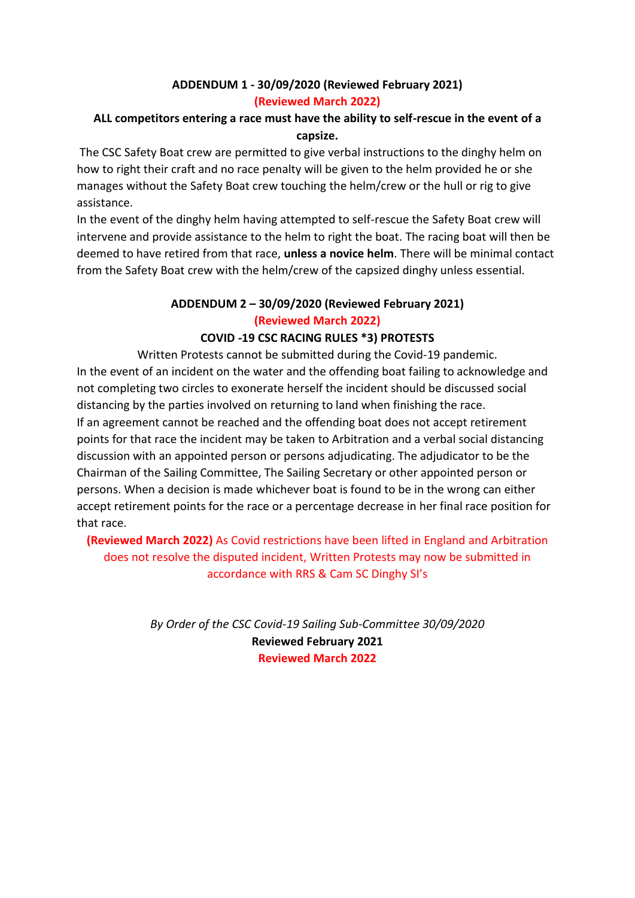**ADDENDUM 1 - 30/09/2020 (Reviewed February 2021)**

**(Reviewed March 2022)**

**ALL competitors entering a race must have the ability to self-rescue in the event of a capsize.**

The CSC Safety Boat crew are permitted to give verbal instructions to the dinghy helm on how to right their craft and no race penalty will be given to the helm provided he or she manages without the Safety Boat crew touching the helm/crew or the hull or rig to give assistance.

In the event of the dinghy helm having attempted to self-rescue the Safety Boat crew will intervene and provide assistance to the helm to right the boat. The racing boat will then be deemed to have retired from that race, **unless a novice helm**. There will be minimal contact from the Safety Boat crew with the helm/crew of the capsized dinghy unless essential.

**ADDENDUM 2 – 30/09/2020 (Reviewed February 2021)**

**(Reviewed March 2022)**

**COVID -19 CSC RACING RULES *3) PROTESTS**

Written Protests cannot be submitted during the Covid-19 pandemic.

In the event of an incident on the water and the offending boat failing to acknowledge and not completing two circles to exonerate herself the incident should be discussed social distancing by the parties involved on returning to land when finishing the race.

If an agreement cannot be reached and the offending boat does not accept retirement points for that race the incident may be taken to Arbitration and a verbal social distancing discussion with an appointed person or persons adjudicating. The adjudicator to be the Chairman of the Sailing Committee, The Sailing Secretary or other appointed person or persons. When a decision is made whichever boat is found to be in the wrong can either accept retirement points for the race or a percentage decrease in her final race position for that race.

**(Reviewed March 2022)** As Covid restrictions have been lifted in England and Arbitration does not resolve the disputed incident, Written Protests may now be submitted in accordance with RRS & Cam SC Dinghy SI's

*By Order of the CSC Covid-19 Sailing Sub-Committee 30/09/2020*

**Reviewed February 2021**

**Reviewed March 2022**